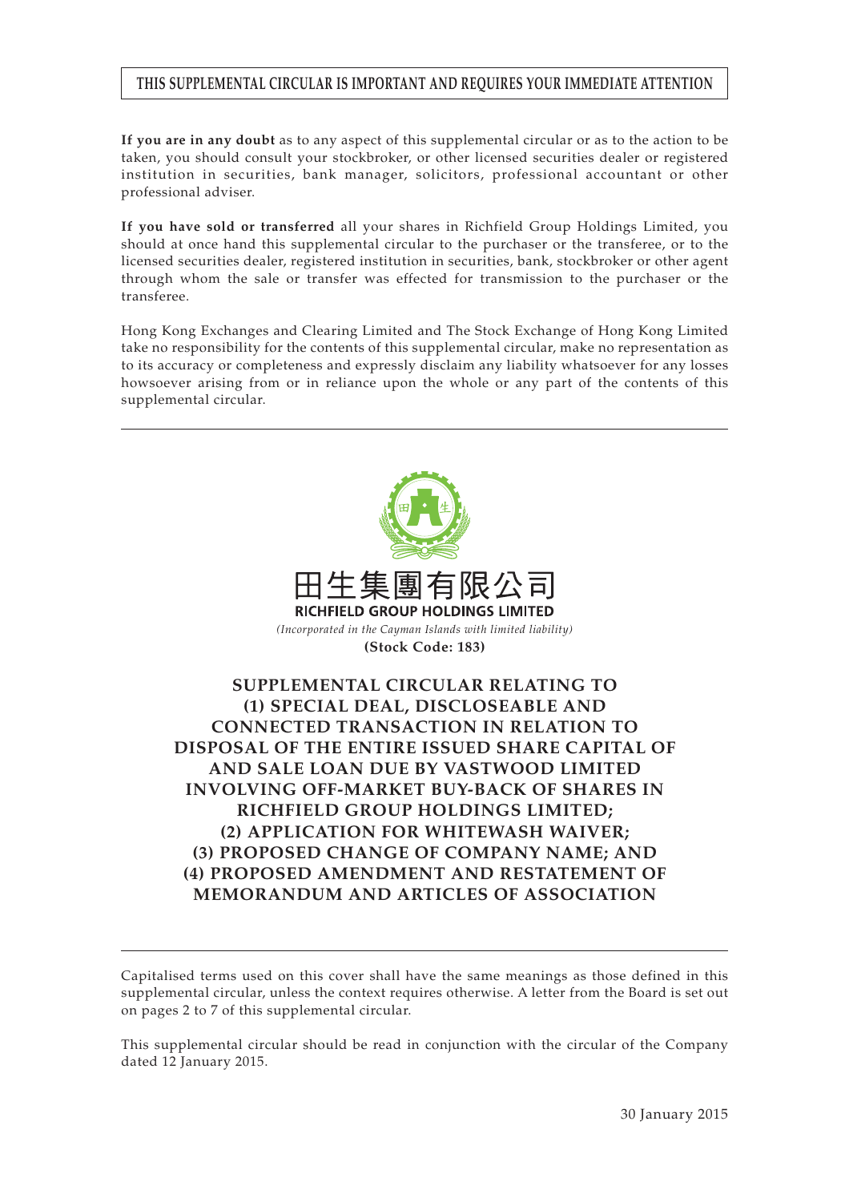**THIS SUPPLEMENTAL CIRCULAR IS IMPORTANT AND REQUIRES YOUR IMMEDIATE ATTENTION**

**If you are in any doubt** as to any aspect of this supplemental circular or as to the action to be taken, you should consult your stockbroker, or other licensed securities dealer or registered institution in securities, bank manager, solicitors, professional accountant or other professional adviser.

**If you have sold or transferred** all your shares in Richfield Group Holdings Limited, you should at once hand this supplemental circular to the purchaser or the transferee, or to the licensed securities dealer, registered institution in securities, bank, stockbroker or other agent through whom the sale or transfer was effected for transmission to the purchaser or the transferee.

Hong Kong Exchanges and Clearing Limited and The Stock Exchange of Hong Kong Limited take no responsibility for the contents of this supplemental circular, make no representation as to its accuracy or completeness and expressly disclaim any liability whatsoever for any losses howsoever arising from or in reliance upon the whole or any part of the contents of this supplemental circular.

田生集團有限公司

**RICHFIELD GROUP HOLDINGS LIMITED**

*(Incorporated in the Cayman Islands with limited liability)*

**(Stock Code: 183)**

# SUPPLEMENTAL CIRCULAR RELATING TO (1) SPECIAL DEAL, DISCLOSEABLE AND CONNECTED TRANSACTION IN RELATION TO DISPOSAL OF THE ENTIRE ISSUED SHARE CAPITAL OF AND SALE LOAN DUE BY VASTWOOD LIMITED INVOLVING OFF-MARKET BUY-BACK OF SHARES IN RICHFIELD GROUP HOLDINGS LIMITED; (2) APPLICATION FOR WHITEWASH WAIVER; (3) PROPOSED CHANGE OF COMPANY NAME; AND (4) PROPOSED AMENDMENT AND RESTATEMENT OF MEMORANDUM AND ARTICLES OF ASSOCIATION

Capitalised terms used on this cover shall have the same meanings as those defined in this supplemental circular, unless the context requires otherwise. A letter from the Board is set out on pages 2 to 7 of this supplemental circular.

This supplemental circular should be read in conjunction with the circular of the Company dated 12 January 2015.

30 January 2015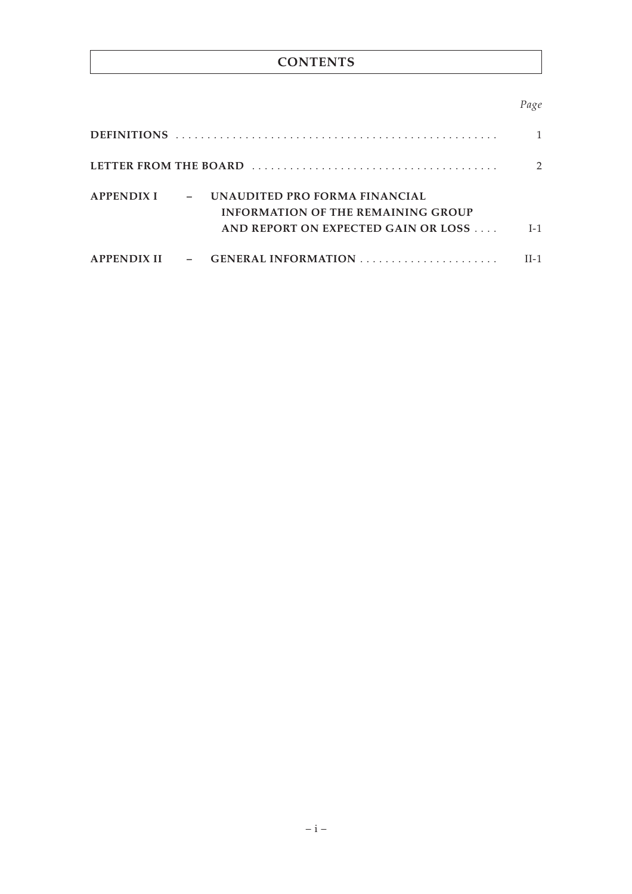# CONTENTS

| | | *Page* |
|---|---|---|
| **DEFINITIONS** | | 1 |
| **LETTER FROM THE BOARD** | | 2 |
| **APPENDIX I** | **– UNAUDITED PRO FORMA FINANCIAL INFORMATION OF THE REMAINING GROUP AND REPORT ON EXPECTED GAIN OR LOSS** | I-1 |
| **APPENDIX II** | **– GENERAL INFORMATION** | II-1 |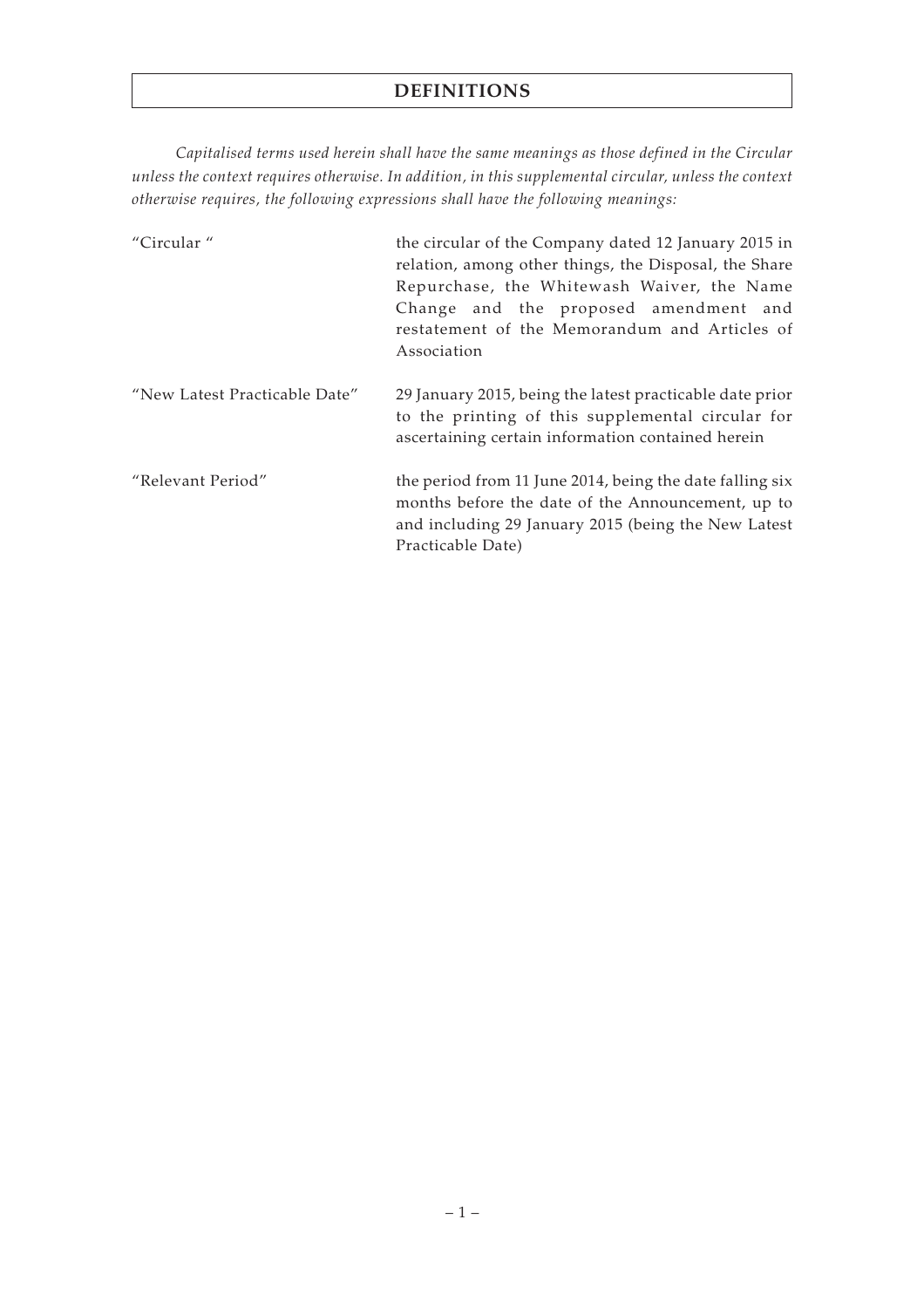# DEFINITIONS

*Capitalised terms used herein shall have the same meanings as those defined in the Circular unless the context requires otherwise. In addition, in this supplemental circular, unless the context otherwise requires, the following expressions shall have the following meanings:*

| | |
|---|---|
| "Circular " | the circular of the Company dated 12 January 2015 in relation, among other things, the Disposal, the Share Repurchase, the Whitewash Waiver, the Name Change and the proposed amendment and restatement of the Memorandum and Articles of Association |
| "New Latest Practicable Date" | 29 January 2015, being the latest practicable date prior to the printing of this supplemental circular for ascertaining certain information contained herein |
| "Relevant Period" | the period from 11 June 2014, being the date falling six months before the date of the Announcement, up to and including 29 January 2015 (being the New Latest Practicable Date) |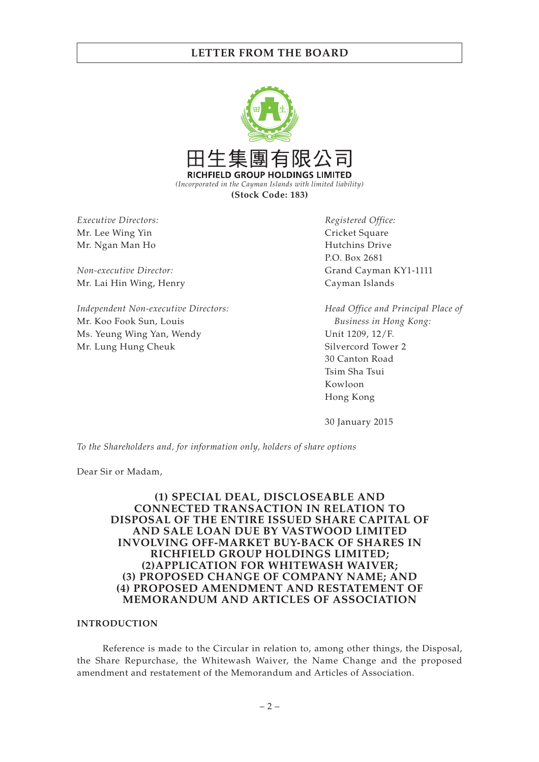# LETTER FROM THE BOARD

田生集團有限公司
**RICHFIELD GROUP HOLDINGS LIMITED**
*(Incorporated in the Cayman Islands with limited liability)*
**(Stock Code: 183)**

*Executive Directors:*
Mr. Lee Wing Yin
Mr. Ngan Man Ho

*Non-executive Director:*
Mr. Lai Hin Wing, Henry

*Independent Non-executive Directors:*
Mr. Koo Fook Sun, Louis
Ms. Yeung Wing Yan, Wendy
Mr. Lung Hung Cheuk

*Registered Office:*
Cricket Square
Hutchins Drive
P.O. Box 2681
Grand Cayman KY1-1111
Cayman Islands

*Head Office and Principal Place of Business in Hong Kong:*
Unit 1209, 12/F.
Silvercord Tower 2
30 Canton Road
Tsim Sha Tsui
Kowloon
Hong Kong

30 January 2015

*To the Shareholders and, for information only, holders of share options*

Dear Sir or Madam,

**(1) SPECIAL DEAL, DISCLOSEABLE AND CONNECTED TRANSACTION IN RELATION TO DISPOSAL OF THE ENTIRE ISSUED SHARE CAPITAL OF AND SALE LOAN DUE BY VASTWOOD LIMITED INVOLVING OFF-MARKET BUY-BACK OF SHARES IN RICHFIELD GROUP HOLDINGS LIMITED;**
**(2)APPLICATION FOR WHITEWASH WAIVER;**
**(3) PROPOSED CHANGE OF COMPANY NAME; AND**
**(4) PROPOSED AMENDMENT AND RESTATEMENT OF MEMORANDUM AND ARTICLES OF ASSOCIATION**

## INTRODUCTION

Reference is made to the Circular in relation to, among other things, the Disposal, the Share Repurchase, the Whitewash Waiver, the Name Change and the proposed amendment and restatement of the Memorandum and Articles of Association.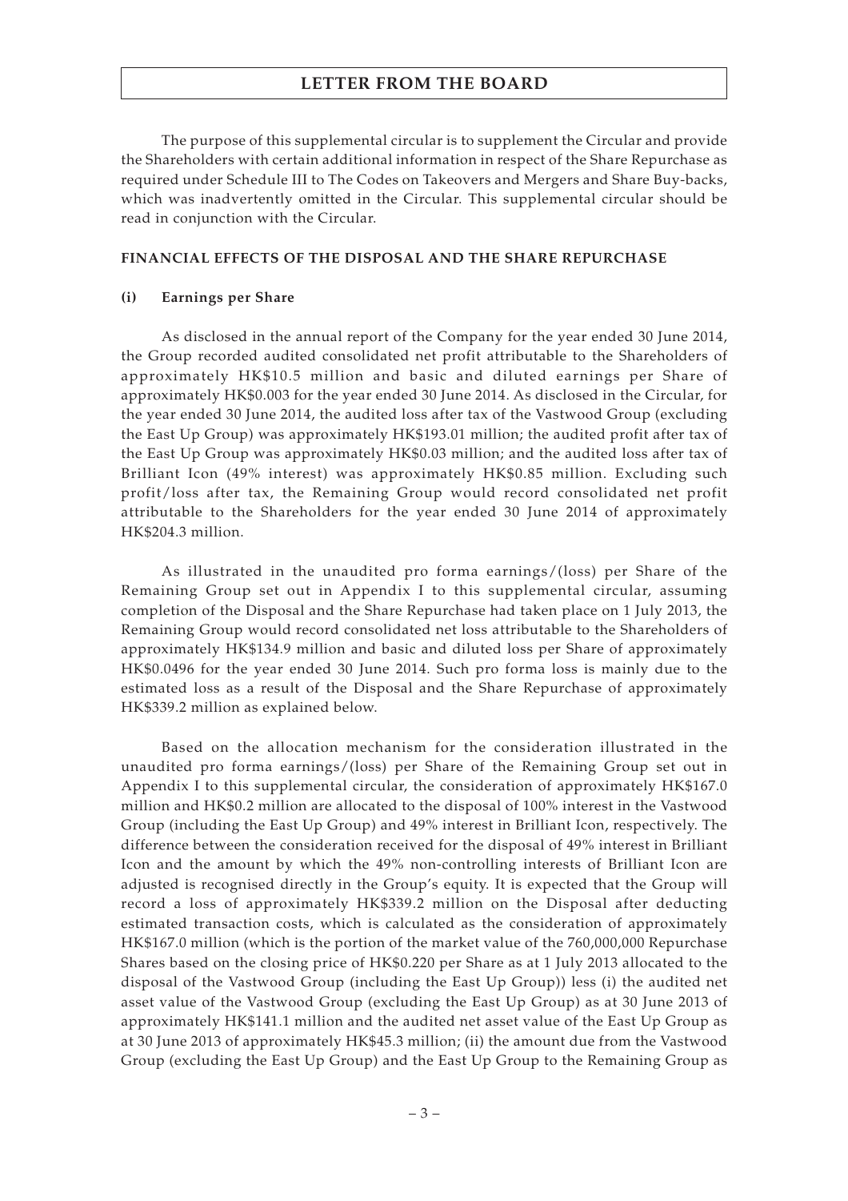# LETTER FROM THE BOARD

The purpose of this supplemental circular is to supplement the Circular and provide the Shareholders with certain additional information in respect of the Share Repurchase as required under Schedule III to The Codes on Takeovers and Mergers and Share Buy-backs, which was inadvertently omitted in the Circular. This supplemental circular should be read in conjunction with the Circular.

## FINANCIAL EFFECTS OF THE DISPOSAL AND THE SHARE REPURCHASE

### (i) Earnings per Share

As disclosed in the annual report of the Company for the year ended 30 June 2014, the Group recorded audited consolidated net profit attributable to the Shareholders of approximately HK$10.5 million and basic and diluted earnings per Share of approximately HK$0.003 for the year ended 30 June 2014. As disclosed in the Circular, for the year ended 30 June 2014, the audited loss after tax of the Vastwood Group (excluding the East Up Group) was approximately HK$193.01 million; the audited profit after tax of the East Up Group was approximately HK$0.03 million; and the audited loss after tax of Brilliant Icon (49% interest) was approximately HK$0.85 million. Excluding such profit/loss after tax, the Remaining Group would record consolidated net profit attributable to the Shareholders for the year ended 30 June 2014 of approximately HK$204.3 million.

As illustrated in the unaudited pro forma earnings/(loss) per Share of the Remaining Group set out in Appendix I to this supplemental circular, assuming completion of the Disposal and the Share Repurchase had taken place on 1 July 2013, the Remaining Group would record consolidated net loss attributable to the Shareholders of approximately HK$134.9 million and basic and diluted loss per Share of approximately HK$0.0496 for the year ended 30 June 2014. Such pro forma loss is mainly due to the estimated loss as a result of the Disposal and the Share Repurchase of approximately HK$339.2 million as explained below.

Based on the allocation mechanism for the consideration illustrated in the unaudited pro forma earnings/(loss) per Share of the Remaining Group set out in Appendix I to this supplemental circular, the consideration of approximately HK$167.0 million and HK$0.2 million are allocated to the disposal of 100% interest in the Vastwood Group (including the East Up Group) and 49% interest in Brilliant Icon, respectively. The difference between the consideration received for the disposal of 49% interest in Brilliant Icon and the amount by which the 49% non-controlling interests of Brilliant Icon are adjusted is recognised directly in the Group's equity. It is expected that the Group will record a loss of approximately HK$339.2 million on the Disposal after deducting estimated transaction costs, which is calculated as the consideration of approximately HK$167.0 million (which is the portion of the market value of the 760,000,000 Repurchase Shares based on the closing price of HK$0.220 per Share as at 1 July 2013 allocated to the disposal of the Vastwood Group (including the East Up Group)) less (i) the audited net asset value of the Vastwood Group (excluding the East Up Group) as at 30 June 2013 of approximately HK$141.1 million and the audited net asset value of the East Up Group as at 30 June 2013 of approximately HK$45.3 million; (ii) the amount due from the Vastwood Group (excluding the East Up Group) and the East Up Group to the Remaining Group as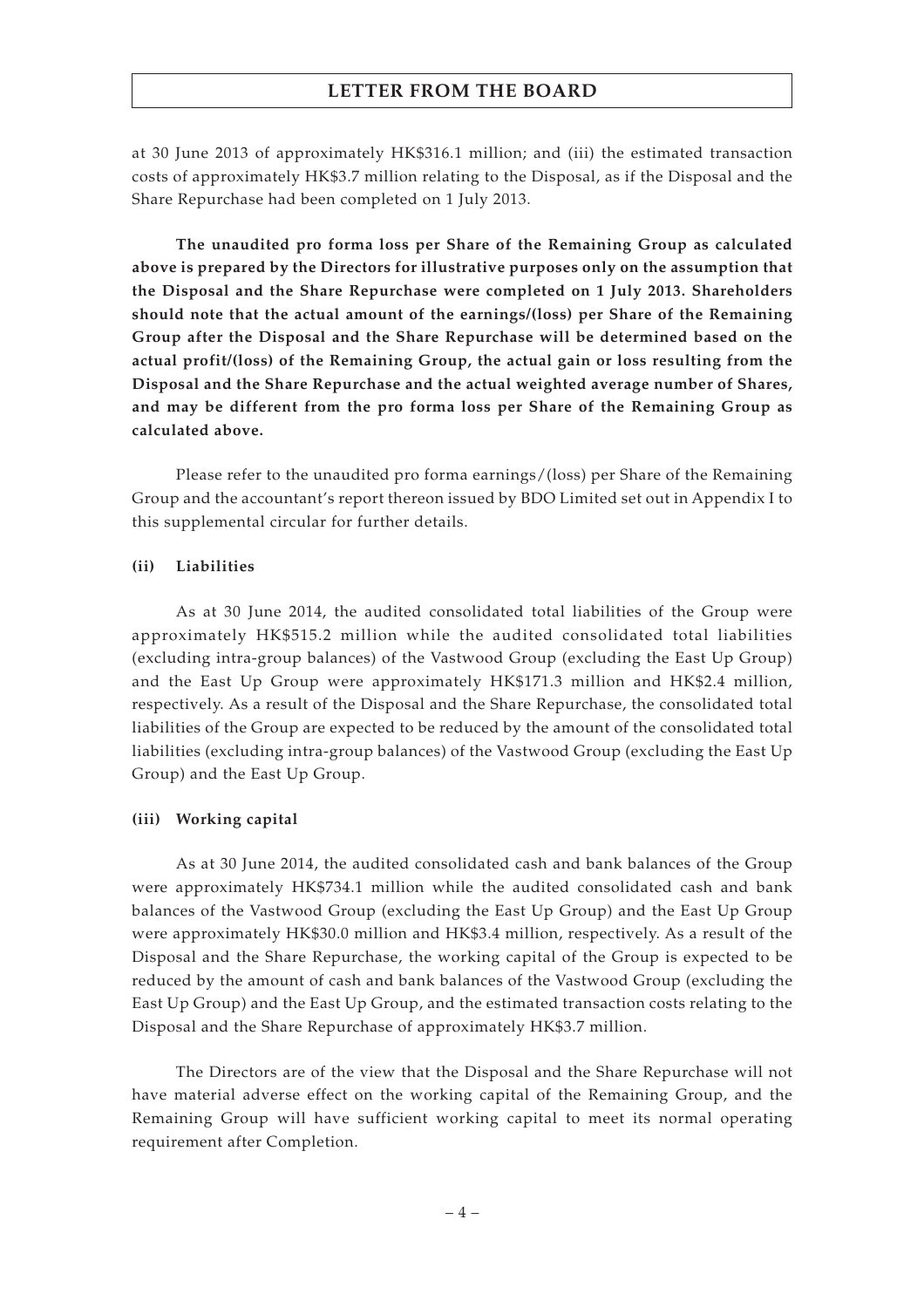at 30 June 2013 of approximately HK$316.1 million; and (iii) the estimated transaction costs of approximately HK$3.7 million relating to the Disposal, as if the Disposal and the Share Repurchase had been completed on 1 July 2013.

**The unaudited pro forma loss per Share of the Remaining Group as calculated above is prepared by the Directors for illustrative purposes only on the assumption that the Disposal and the Share Repurchase were completed on 1 July 2013. Shareholders should note that the actual amount of the earnings/(loss) per Share of the Remaining Group after the Disposal and the Share Repurchase will be determined based on the actual profit/(loss) of the Remaining Group, the actual gain or loss resulting from the Disposal and the Share Repurchase and the actual weighted average number of Shares, and may be different from the pro forma loss per Share of the Remaining Group as calculated above.**

Please refer to the unaudited pro forma earnings/(loss) per Share of the Remaining Group and the accountant's report thereon issued by BDO Limited set out in Appendix I to this supplemental circular for further details.

**(ii) Liabilities**

As at 30 June 2014, the audited consolidated total liabilities of the Group were approximately HK$515.2 million while the audited consolidated total liabilities (excluding intra-group balances) of the Vastwood Group (excluding the East Up Group) and the East Up Group were approximately HK$171.3 million and HK$2.4 million, respectively. As a result of the Disposal and the Share Repurchase, the consolidated total liabilities of the Group are expected to be reduced by the amount of the consolidated total liabilities (excluding intra-group balances) of the Vastwood Group (excluding the East Up Group) and the East Up Group.

**(iii) Working capital**

As at 30 June 2014, the audited consolidated cash and bank balances of the Group were approximately HK$734.1 million while the audited consolidated cash and bank balances of the Vastwood Group (excluding the East Up Group) and the East Up Group were approximately HK$30.0 million and HK$3.4 million, respectively. As a result of the Disposal and the Share Repurchase, the working capital of the Group is expected to be reduced by the amount of cash and bank balances of the Vastwood Group (excluding the East Up Group) and the East Up Group, and the estimated transaction costs relating to the Disposal and the Share Repurchase of approximately HK$3.7 million.

The Directors are of the view that the Disposal and the Share Repurchase will not have material adverse effect on the working capital of the Remaining Group, and the Remaining Group will have sufficient working capital to meet its normal operating requirement after Completion.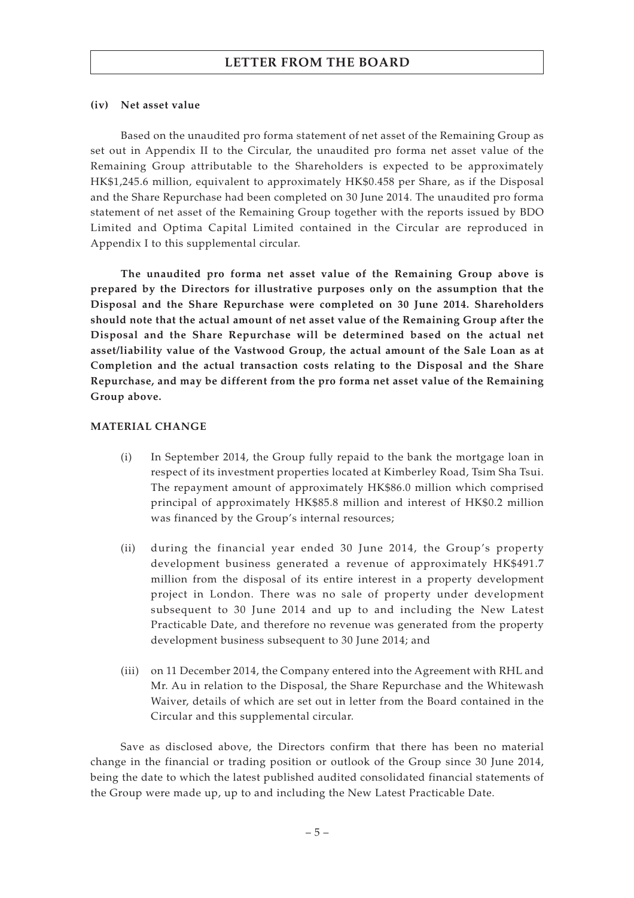#### (iv) Net asset value

Based on the unaudited pro forma statement of net asset of the Remaining Group as set out in Appendix II to the Circular, the unaudited pro forma net asset value of the Remaining Group attributable to the Shareholders is expected to be approximately HK$1,245.6 million, equivalent to approximately HK$0.458 per Share, as if the Disposal and the Share Repurchase had been completed on 30 June 2014. The unaudited pro forma statement of net asset of the Remaining Group together with the reports issued by BDO Limited and Optima Capital Limited contained in the Circular are reproduced in Appendix I to this supplemental circular.

**The unaudited pro forma net asset value of the Remaining Group above is prepared by the Directors for illustrative purposes only on the assumption that the Disposal and the Share Repurchase were completed on 30 June 2014. Shareholders should note that the actual amount of net asset value of the Remaining Group after the Disposal and the Share Repurchase will be determined based on the actual net asset/liability value of the Vastwood Group, the actual amount of the Sale Loan as at Completion and the actual transaction costs relating to the Disposal and the Share Repurchase, and may be different from the pro forma net asset value of the Remaining Group above.**

### MATERIAL CHANGE

(i) In September 2014, the Group fully repaid to the bank the mortgage loan in respect of its investment properties located at Kimberley Road, Tsim Sha Tsui. The repayment amount of approximately HK$86.0 million which comprised principal of approximately HK$85.8 million and interest of HK$0.2 million was financed by the Group's internal resources;

(ii) during the financial year ended 30 June 2014, the Group's property development business generated a revenue of approximately HK$491.7 million from the disposal of its entire interest in a property development project in London. There was no sale of property under development subsequent to 30 June 2014 and up to and including the New Latest Practicable Date, and therefore no revenue was generated from the property development business subsequent to 30 June 2014; and

(iii) on 11 December 2014, the Company entered into the Agreement with RHL and Mr. Au in relation to the Disposal, the Share Repurchase and the Whitewash Waiver, details of which are set out in letter from the Board contained in the Circular and this supplemental circular.

Save as disclosed above, the Directors confirm that there has been no material change in the financial or trading position or outlook of the Group since 30 June 2014, being the date to which the latest published audited consolidated financial statements of the Group were made up, up to and including the New Latest Practicable Date.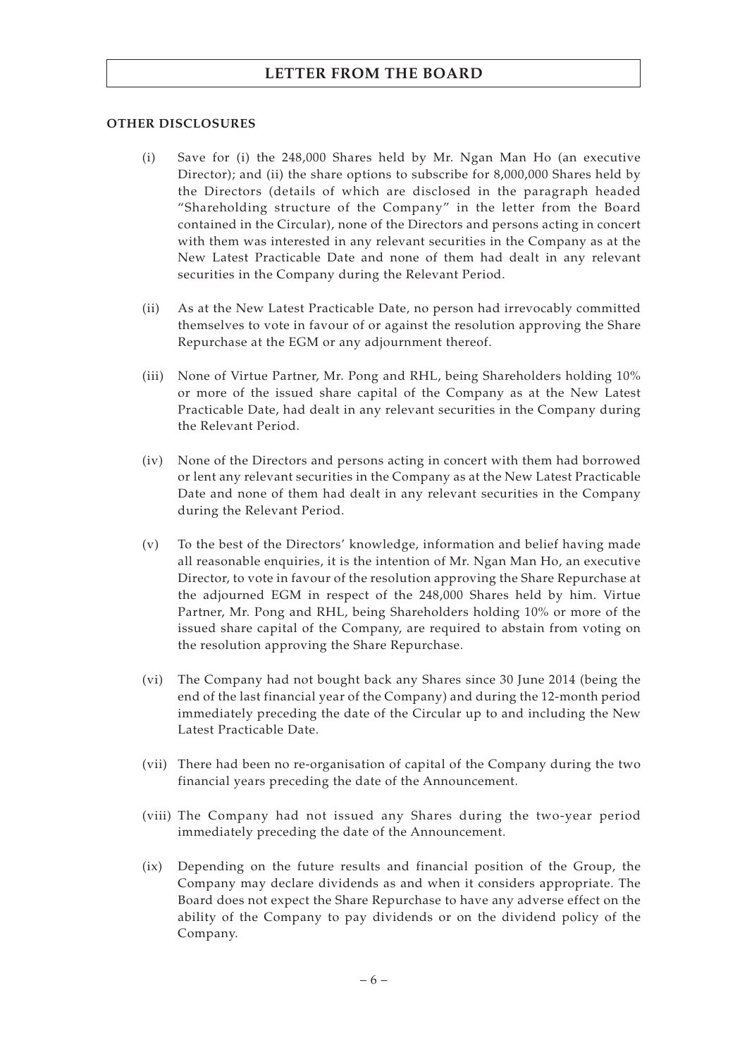**OTHER DISCLOSURES**

(i) Save for (i) the 248,000 Shares held by Mr. Ngan Man Ho (an executive Director); and (ii) the share options to subscribe for 8,000,000 Shares held by the Directors (details of which are disclosed in the paragraph headed "Shareholding structure of the Company" in the letter from the Board contained in the Circular), none of the Directors and persons acting in concert with them was interested in any relevant securities in the Company as at the New Latest Practicable Date and none of them had dealt in any relevant securities in the Company during the Relevant Period.

(ii) As at the New Latest Practicable Date, no person had irrevocably committed themselves to vote in favour of or against the resolution approving the Share Repurchase at the EGM or any adjournment thereof.

(iii) None of Virtue Partner, Mr. Pong and RHL, being Shareholders holding 10% or more of the issued share capital of the Company as at the New Latest Practicable Date, had dealt in any relevant securities in the Company during the Relevant Period.

(iv) None of the Directors and persons acting in concert with them had borrowed or lent any relevant securities in the Company as at the New Latest Practicable Date and none of them had dealt in any relevant securities in the Company during the Relevant Period.

(v) To the best of the Directors' knowledge, information and belief having made all reasonable enquiries, it is the intention of Mr. Ngan Man Ho, an executive Director, to vote in favour of the resolution approving the Share Repurchase at the adjourned EGM in respect of the 248,000 Shares held by him. Virtue Partner, Mr. Pong and RHL, being Shareholders holding 10% or more of the issued share capital of the Company, are required to abstain from voting on the resolution approving the Share Repurchase.

(vi) The Company had not bought back any Shares since 30 June 2014 (being the end of the last financial year of the Company) and during the 12-month period immediately preceding the date of the Circular up to and including the New Latest Practicable Date.

(vii) There had been no re-organisation of capital of the Company during the two financial years preceding the date of the Announcement.

(viii) The Company had not issued any Shares during the two-year period immediately preceding the date of the Announcement.

(ix) Depending on the future results and financial position of the Group, the Company may declare dividends as and when it considers appropriate. The Board does not expect the Share Repurchase to have any adverse effect on the ability of the Company to pay dividends or on the dividend policy of the Company.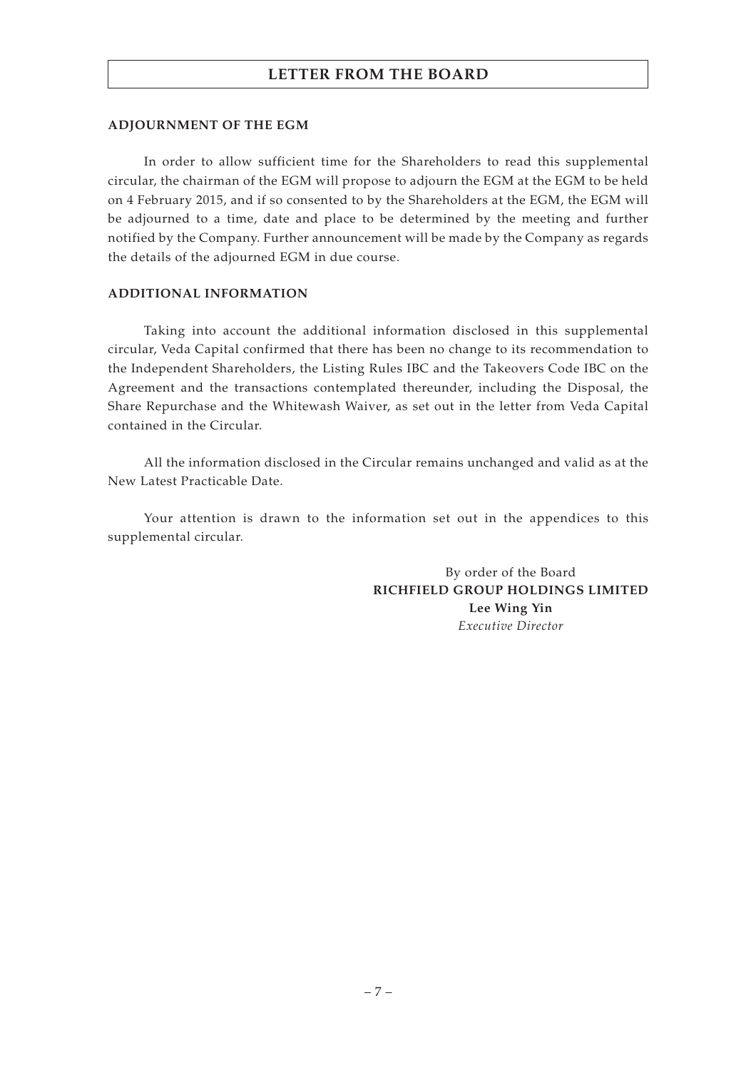## ADJOURNMENT OF THE EGM

In order to allow sufficient time for the Shareholders to read this supplemental circular, the chairman of the EGM will propose to adjourn the EGM at the EGM to be held on 4 February 2015, and if so consented to by the Shareholders at the EGM, the EGM will be adjourned to a time, date and place to be determined by the meeting and further notified by the Company. Further announcement will be made by the Company as regards the details of the adjourned EGM in due course.

## ADDITIONAL INFORMATION

Taking into account the additional information disclosed in this supplemental circular, Veda Capital confirmed that there has been no change to its recommendation to the Independent Shareholders, the Listing Rules IBC and the Takeovers Code IBC on the Agreement and the transactions contemplated thereunder, including the Disposal, the Share Repurchase and the Whitewash Waiver, as set out in the letter from Veda Capital contained in the Circular.

All the information disclosed in the Circular remains unchanged and valid as at the New Latest Practicable Date.

Your attention is drawn to the information set out in the appendices to this supplemental circular.

By order of the Board
**RICHFIELD GROUP HOLDINGS LIMITED**
**Lee Wing Yin**
*Executive Director*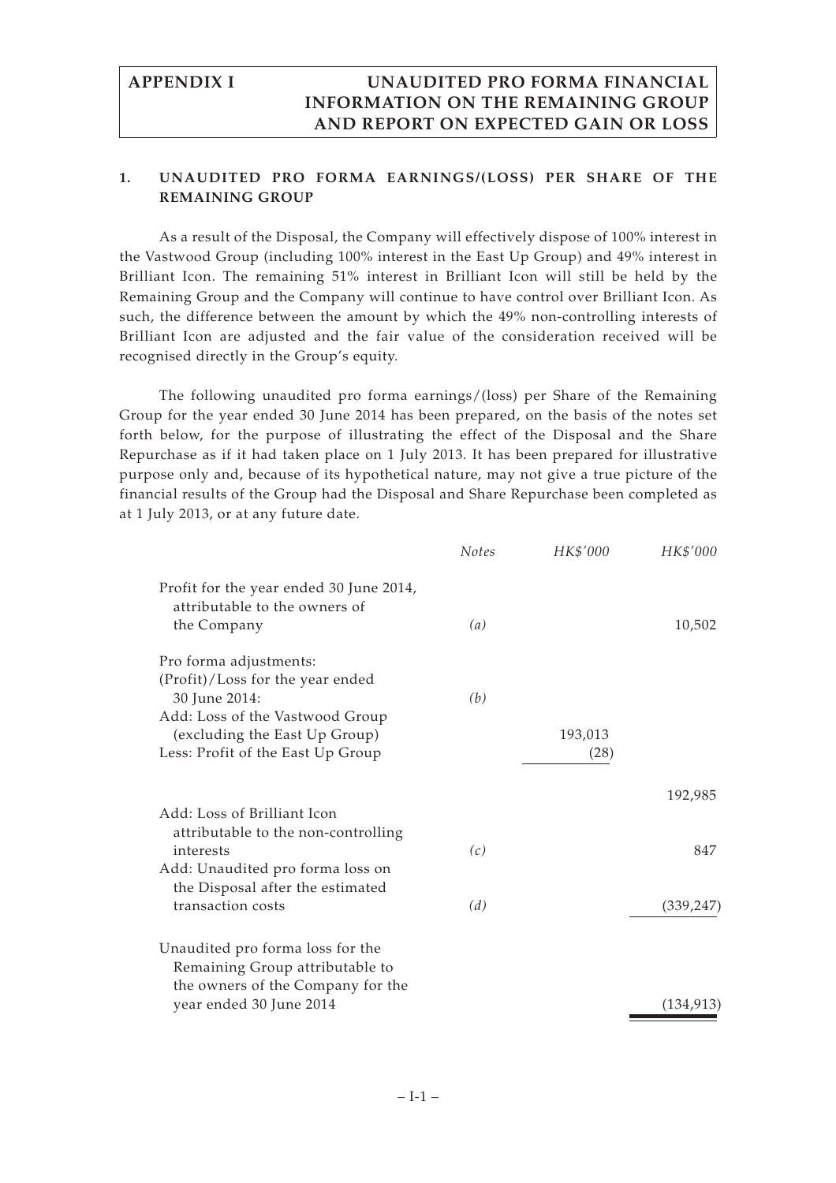# APPENDIX I — UNAUDITED PRO FORMA FINANCIAL INFORMATION ON THE REMAINING GROUP AND REPORT ON EXPECTED GAIN OR LOSS

## 1. UNAUDITED PRO FORMA EARNINGS/(LOSS) PER SHARE OF THE REMAINING GROUP

As a result of the Disposal, the Company will effectively dispose of 100% interest in the Vastwood Group (including 100% interest in the East Up Group) and 49% interest in Brilliant Icon. The remaining 51% interest in Brilliant Icon will still be held by the Remaining Group and the Company will continue to have control over Brilliant Icon. As such, the difference between the amount by which the 49% non-controlling interests of Brilliant Icon are adjusted and the fair value of the consideration received will be recognised directly in the Group's equity.

The following unaudited pro forma earnings/(loss) per Share of the Remaining Group for the year ended 30 June 2014 has been prepared, on the basis of the notes set forth below, for the purpose of illustrating the effect of the Disposal and the Share Repurchase as if it had taken place on 1 July 2013. It has been prepared for illustrative purpose only and, because of its hypothetical nature, may not give a true picture of the financial results of the Group had the Disposal and Share Repurchase been completed as at 1 July 2013, or at any future date.

| | *Notes* | *HK$'000* | *HK$'000* |
|---|---|---|---|
| Profit for the year ended 30 June 2014, attributable to the owners of the Company | *(a)* | | 10,502 |
| Pro forma adjustments: | | | |
| (Profit)/Loss for the year ended 30 June 2014: | *(b)* | | |
| Add: Loss of the Vastwood Group (excluding the East Up Group) | | 193,013 | |
| Less: Profit of the East Up Group | | (28) | |
| | | | 192,985 |
| Add: Loss of Brilliant Icon attributable to the non-controlling interests | *(c)* | | 847 |
| Add: Unaudited pro forma loss on the Disposal after the estimated transaction costs | *(d)* | | (339,247) |
| Unaudited pro forma loss for the Remaining Group attributable to the owners of the Company for the year ended 30 June 2014 | | | (134,913) |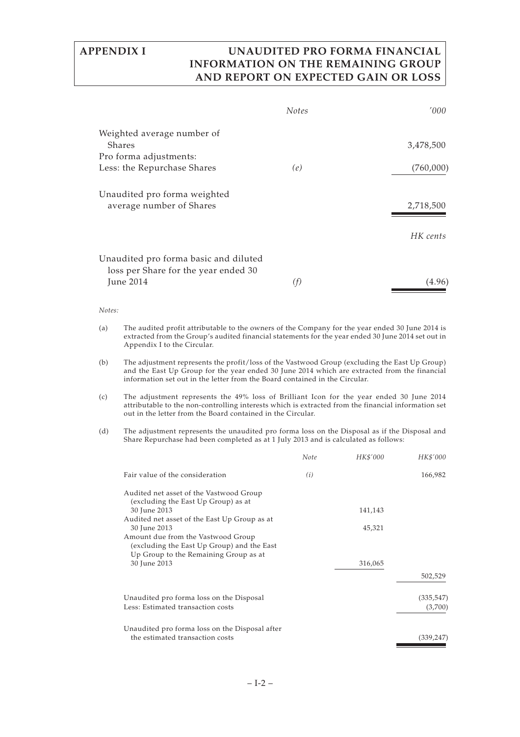| | Notes | '000 |
|---|---|---|
| Weighted average number of Shares | | 3,478,500 |
| Pro forma adjustments: | | |
| Less: the Repurchase Shares | *(e)* | (760,000) |
| Unaudited pro forma weighted average number of Shares | | 2,718,500 |
| | | *HK cents* |
| Unaudited pro forma basic and diluted loss per Share for the year ended 30 June 2014 | *(f)* | (4.96) |

*Notes:*

(a) The audited profit attributable to the owners of the Company for the year ended 30 June 2014 is extracted from the Group's audited financial statements for the year ended 30 June 2014 set out in Appendix I to the Circular.

(b) The adjustment represents the profit/loss of the Vastwood Group (excluding the East Up Group) and the East Up Group for the year ended 30 June 2014 which are extracted from the financial information set out in the letter from the Board contained in the Circular.

(c) The adjustment represents the 49% loss of Brilliant Icon for the year ended 30 June 2014 attributable to the non-controlling interests which is extracted from the financial information set out in the letter from the Board contained in the Circular.

(d) The adjustment represents the unaudited pro forma loss on the Disposal as if the Disposal and Share Repurchase had been completed as at 1 July 2013 and is calculated as follows:

| | *Note* | *HK$'000* | *HK$'000* |
|---|---|---|---|
| Fair value of the consideration | *(i)* | | 166,982 |
| Audited net asset of the Vastwood Group (excluding the East Up Group) as at 30 June 2013 | | 141,143 | |
| Audited net asset of the East Up Group as at 30 June 2013 | | 45,321 | |
| Amount due from the Vastwood Group (excluding the East Up Group) and the East Up Group to the Remaining Group as at 30 June 2013 | | 316,065 | |
| | | | 502,529 |
| Unaudited pro forma loss on the Disposal | | | (335,547) |
| Less: Estimated transaction costs | | | (3,700) |
| Unaudited pro forma loss on the Disposal after the estimated transaction costs | | | (339,247) |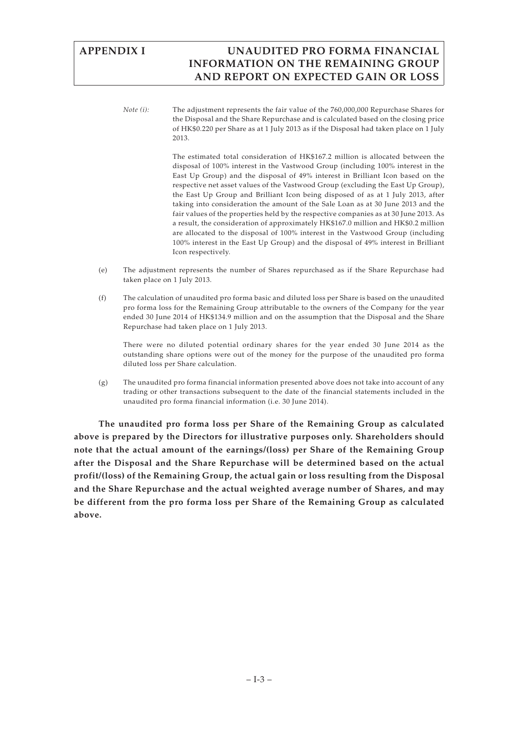*Note (i):* The adjustment represents the fair value of the 760,000,000 Repurchase Shares for the Disposal and the Share Repurchase and is calculated based on the closing price of HK$0.220 per Share as at 1 July 2013 as if the Disposal had taken place on 1 July 2013.

The estimated total consideration of HK$167.2 million is allocated between the disposal of 100% interest in the Vastwood Group (including 100% interest in the East Up Group) and the disposal of 49% interest in Brilliant Icon based on the respective net asset values of the Vastwood Group (excluding the East Up Group), the East Up Group and Brilliant Icon being disposed of as at 1 July 2013, after taking into consideration the amount of the Sale Loan as at 30 June 2013 and the fair values of the properties held by the respective companies as at 30 June 2013. As a result, the consideration of approximately HK$167.0 million and HK$0.2 million are allocated to the disposal of 100% interest in the Vastwood Group (including 100% interest in the East Up Group) and the disposal of 49% interest in Brilliant Icon respectively.

(e) The adjustment represents the number of Shares repurchased as if the Share Repurchase had taken place on 1 July 2013.

(f) The calculation of unaudited pro forma basic and diluted loss per Share is based on the unaudited pro forma loss for the Remaining Group attributable to the owners of the Company for the year ended 30 June 2014 of HK$134.9 million and on the assumption that the Disposal and the Share Repurchase had taken place on 1 July 2013.

There were no diluted potential ordinary shares for the year ended 30 June 2014 as the outstanding share options were out of the money for the purpose of the unaudited pro forma diluted loss per Share calculation.

(g) The unaudited pro forma financial information presented above does not take into account of any trading or other transactions subsequent to the date of the financial statements included in the unaudited pro forma financial information (i.e. 30 June 2014).

**The unaudited pro forma loss per Share of the Remaining Group as calculated above is prepared by the Directors for illustrative purposes only. Shareholders should note that the actual amount of the earnings/(loss) per Share of the Remaining Group after the Disposal and the Share Repurchase will be determined based on the actual profit/(loss) of the Remaining Group, the actual gain or loss resulting from the Disposal and the Share Repurchase and the actual weighted average number of Shares, and may be different from the pro forma loss per Share of the Remaining Group as calculated above.**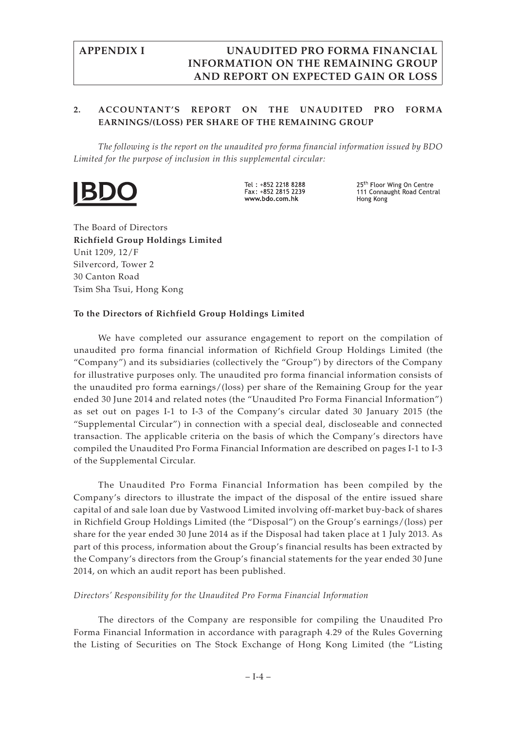## 2. ACCOUNTANT'S REPORT ON THE UNAUDITED PRO FORMA EARNINGS/(LOSS) PER SHARE OF THE REMAINING GROUP

*The following is the report on the unaudited pro forma financial information issued by BDO Limited for the purpose of inclusion in this supplemental circular:*

BDO

Tel : +852 2218 8288
Fax: +852 2815 2239
www.bdo.com.hk

25th Floor Wing On Centre
111 Connaught Road Central
Hong Kong

The Board of Directors
**Richfield Group Holdings Limited**
Unit 1209, 12/F
Silvercord, Tower 2
30 Canton Road
Tsim Sha Tsui, Hong Kong

**To the Directors of Richfield Group Holdings Limited**

We have completed our assurance engagement to report on the compilation of unaudited pro forma financial information of Richfield Group Holdings Limited (the "Company") and its subsidiaries (collectively the "Group") by directors of the Company for illustrative purposes only. The unaudited pro forma financial information consists of the unaudited pro forma earnings/(loss) per share of the Remaining Group for the year ended 30 June 2014 and related notes (the "Unaudited Pro Forma Financial Information") as set out on pages I-1 to I-3 of the Company's circular dated 30 January 2015 (the "Supplemental Circular") in connection with a special deal, discloseable and connected transaction. The applicable criteria on the basis of which the Company's directors have compiled the Unaudited Pro Forma Financial Information are described on pages I-1 to I-3 of the Supplemental Circular.

The Unaudited Pro Forma Financial Information has been compiled by the Company's directors to illustrate the impact of the disposal of the entire issued share capital of and sale loan due by Vastwood Limited involving off-market buy-back of shares in Richfield Group Holdings Limited (the "Disposal") on the Group's earnings/(loss) per share for the year ended 30 June 2014 as if the Disposal had taken place at 1 July 2013. As part of this process, information about the Group's financial results has been extracted by the Company's directors from the Group's financial statements for the year ended 30 June 2014, on which an audit report has been published.

*Directors' Responsibility for the Unaudited Pro Forma Financial Information*

The directors of the Company are responsible for compiling the Unaudited Pro Forma Financial Information in accordance with paragraph 4.29 of the Rules Governing the Listing of Securities on The Stock Exchange of Hong Kong Limited (the "Listing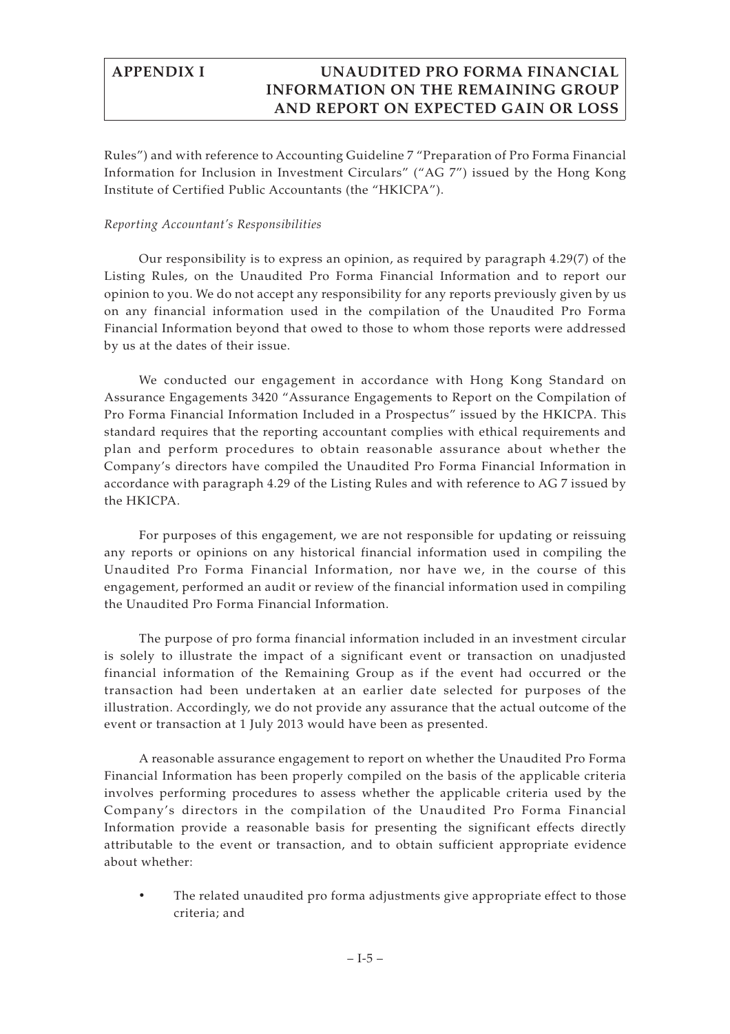Rules") and with reference to Accounting Guideline 7 "Preparation of Pro Forma Financial Information for Inclusion in Investment Circulars" ("AG 7") issued by the Hong Kong Institute of Certified Public Accountants (the "HKICPA").

*Reporting Accountant's Responsibilities*

Our responsibility is to express an opinion, as required by paragraph 4.29(7) of the Listing Rules, on the Unaudited Pro Forma Financial Information and to report our opinion to you. We do not accept any responsibility for any reports previously given by us on any financial information used in the compilation of the Unaudited Pro Forma Financial Information beyond that owed to those to whom those reports were addressed by us at the dates of their issue.

We conducted our engagement in accordance with Hong Kong Standard on Assurance Engagements 3420 "Assurance Engagements to Report on the Compilation of Pro Forma Financial Information Included in a Prospectus" issued by the HKICPA. This standard requires that the reporting accountant complies with ethical requirements and plan and perform procedures to obtain reasonable assurance about whether the Company's directors have compiled the Unaudited Pro Forma Financial Information in accordance with paragraph 4.29 of the Listing Rules and with reference to AG 7 issued by the HKICPA.

For purposes of this engagement, we are not responsible for updating or reissuing any reports or opinions on any historical financial information used in compiling the Unaudited Pro Forma Financial Information, nor have we, in the course of this engagement, performed an audit or review of the financial information used in compiling the Unaudited Pro Forma Financial Information.

The purpose of pro forma financial information included in an investment circular is solely to illustrate the impact of a significant event or transaction on unadjusted financial information of the Remaining Group as if the event had occurred or the transaction had been undertaken at an earlier date selected for purposes of the illustration. Accordingly, we do not provide any assurance that the actual outcome of the event or transaction at 1 July 2013 would have been as presented.

A reasonable assurance engagement to report on whether the Unaudited Pro Forma Financial Information has been properly compiled on the basis of the applicable criteria involves performing procedures to assess whether the applicable criteria used by the Company's directors in the compilation of the Unaudited Pro Forma Financial Information provide a reasonable basis for presenting the significant effects directly attributable to the event or transaction, and to obtain sufficient appropriate evidence about whether:

- The related unaudited pro forma adjustments give appropriate effect to those criteria; and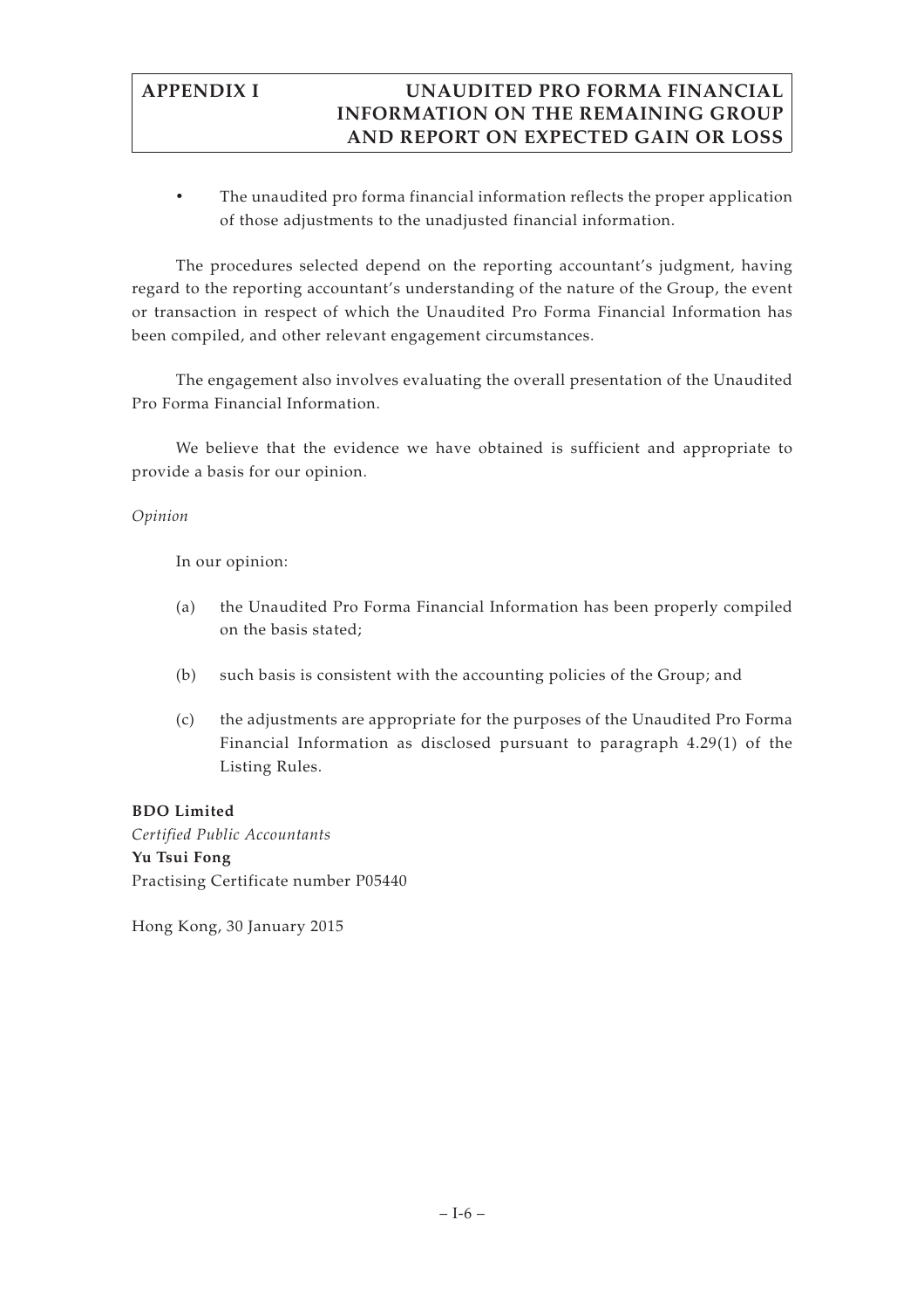- The unaudited pro forma financial information reflects the proper application of those adjustments to the unadjusted financial information.

The procedures selected depend on the reporting accountant's judgment, having regard to the reporting accountant's understanding of the nature of the Group, the event or transaction in respect of which the Unaudited Pro Forma Financial Information has been compiled, and other relevant engagement circumstances.

The engagement also involves evaluating the overall presentation of the Unaudited Pro Forma Financial Information.

We believe that the evidence we have obtained is sufficient and appropriate to provide a basis for our opinion.

*Opinion*

In our opinion:

(a) the Unaudited Pro Forma Financial Information has been properly compiled on the basis stated;

(b) such basis is consistent with the accounting policies of the Group; and

(c) the adjustments are appropriate for the purposes of the Unaudited Pro Forma Financial Information as disclosed pursuant to paragraph 4.29(1) of the Listing Rules.

**BDO Limited**
*Certified Public Accountants*
**Yu Tsui Fong**
Practising Certificate number P05440

Hong Kong, 30 January 2015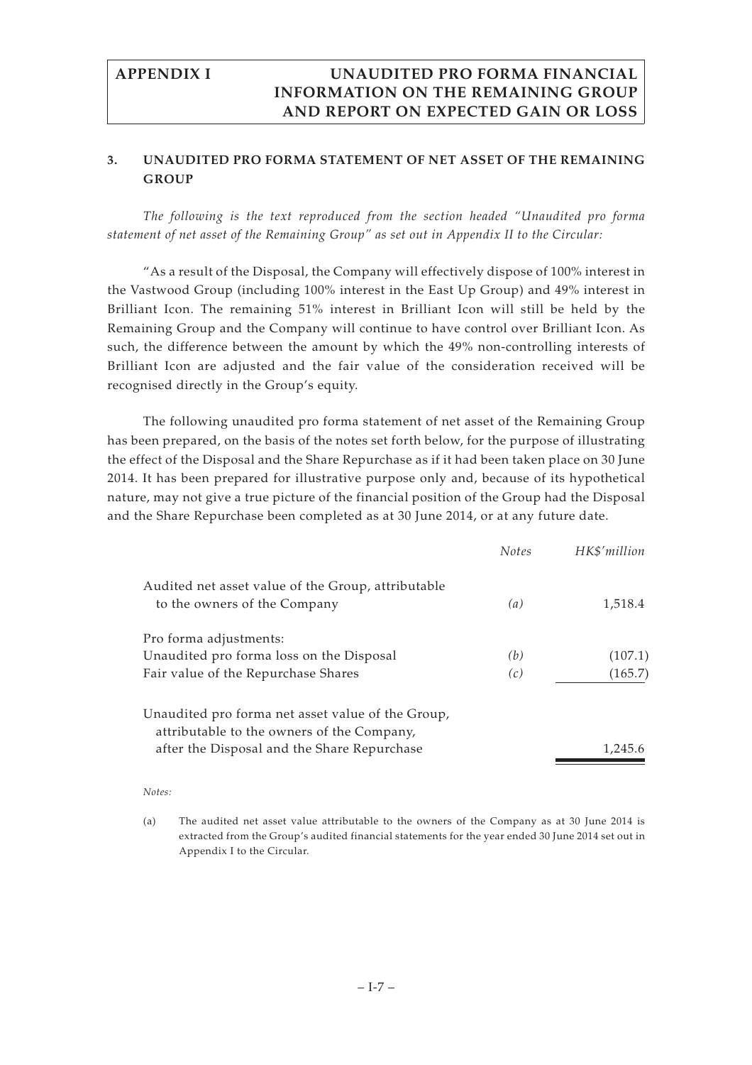### 3. UNAUDITED PRO FORMA STATEMENT OF NET ASSET OF THE REMAINING GROUP

*The following is the text reproduced from the section headed "Unaudited pro forma statement of net asset of the Remaining Group" as set out in Appendix II to the Circular:*

"As a result of the Disposal, the Company will effectively dispose of 100% interest in the Vastwood Group (including 100% interest in the East Up Group) and 49% interest in Brilliant Icon. The remaining 51% interest in Brilliant Icon will still be held by the Remaining Group and the Company will continue to have control over Brilliant Icon. As such, the difference between the amount by which the 49% non-controlling interests of Brilliant Icon are adjusted and the fair value of the consideration received will be recognised directly in the Group's equity.

The following unaudited pro forma statement of net asset of the Remaining Group has been prepared, on the basis of the notes set forth below, for the purpose of illustrating the effect of the Disposal and the Share Repurchase as if it had been taken place on 30 June 2014. It has been prepared for illustrative purpose only and, because of its hypothetical nature, may not give a true picture of the financial position of the Group had the Disposal and the Share Repurchase been completed as at 30 June 2014, or at any future date.

| | *Notes* | *HK$'million* |
|---|---|---|
| Audited net asset value of the Group, attributable to the owners of the Company | *(a)* | 1,518.4 |
| Pro forma adjustments: | | |
| Unaudited pro forma loss on the Disposal | *(b)* | (107.1) |
| Fair value of the Repurchase Shares | *(c)* | (165.7) |
| Unaudited pro forma net asset value of the Group, attributable to the owners of the Company, after the Disposal and the Share Repurchase | | 1,245.6 |

*Notes:*

(a) The audited net asset value attributable to the owners of the Company as at 30 June 2014 is extracted from the Group's audited financial statements for the year ended 30 June 2014 set out in Appendix I to the Circular.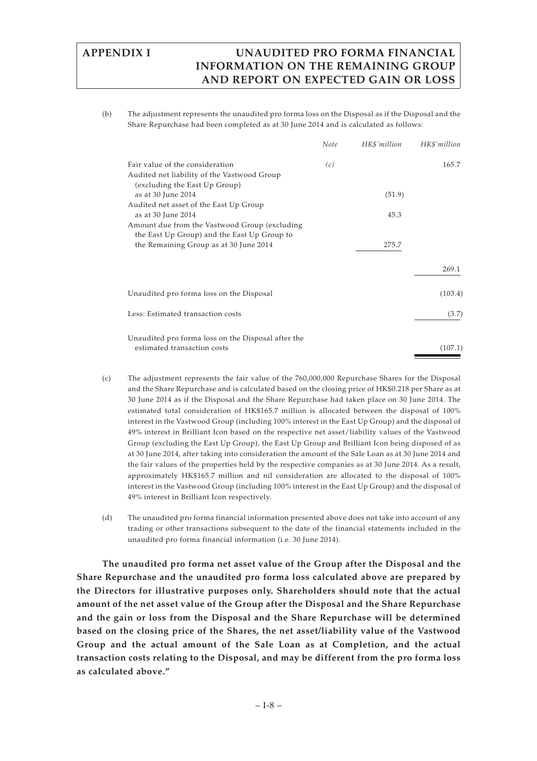(b) The adjustment represents the unaudited pro forma loss on the Disposal as if the Disposal and the Share Repurchase had been completed as at 30 June 2014 and is calculated as follows:

| | *Note* | *HK$'million* | *HK$'million* |
|---|---|---|---|
| Fair value of the consideration | *(c)* | | 165.7 |
| Audited net liability of the Vastwood Group (excluding the East Up Group) as at 30 June 2014 | | (51.9) | |
| Audited net asset of the East Up Group as at 30 June 2014 | | 45.3 | |
| Amount due from the Vastwood Group (excluding the East Up Group) and the East Up Group to the Remaining Group as at 30 June 2014 | | 275.7 | |
| | | | 269.1 |
| Unaudited pro forma loss on the Disposal | | | (103.4) |
| Less: Estimated transaction costs | | | (3.7) |
| Unaudited pro forma loss on the Disposal after the estimated transaction costs | | | (107.1) |

(c) The adjustment represents the fair value of the 760,000,000 Repurchase Shares for the Disposal and the Share Repurchase and is calculated based on the closing price of HK$0.218 per Share as at 30 June 2014 as if the Disposal and the Share Repurchase had taken place on 30 June 2014. The estimated total consideration of HK$165.7 million is allocated between the disposal of 100% interest in the Vastwood Group (including 100% interest in the East Up Group) and the disposal of 49% interest in Brilliant Icon based on the respective net asset/liability values of the Vastwood Group (excluding the East Up Group), the East Up Group and Brilliant Icon being disposed of as at 30 June 2014, after taking into consideration the amount of the Sale Loan as at 30 June 2014 and the fair values of the properties held by the respective companies as at 30 June 2014. As a result, approximately HK$165.7 million and nil consideration are allocated to the disposal of 100% interest in the Vastwood Group (including 100% interest in the East Up Group) and the disposal of 49% interest in Brilliant Icon respectively.

(d) The unaudited pro forma financial information presented above does not take into account of any trading or other transactions subsequent to the date of the financial statements included in the unaudited pro forma financial information (i.e. 30 June 2014).

**The unaudited pro forma net asset value of the Group after the Disposal and the Share Repurchase and the unaudited pro forma loss calculated above are prepared by the Directors for illustrative purposes only. Shareholders should note that the actual amount of the net asset value of the Group after the Disposal and the Share Repurchase and the gain or loss from the Disposal and the Share Repurchase will be determined based on the closing price of the Shares, the net asset/liability value of the Vastwood Group and the actual amount of the Sale Loan as at Completion, and the actual transaction costs relating to the Disposal, and may be different from the pro forma loss as calculated above."**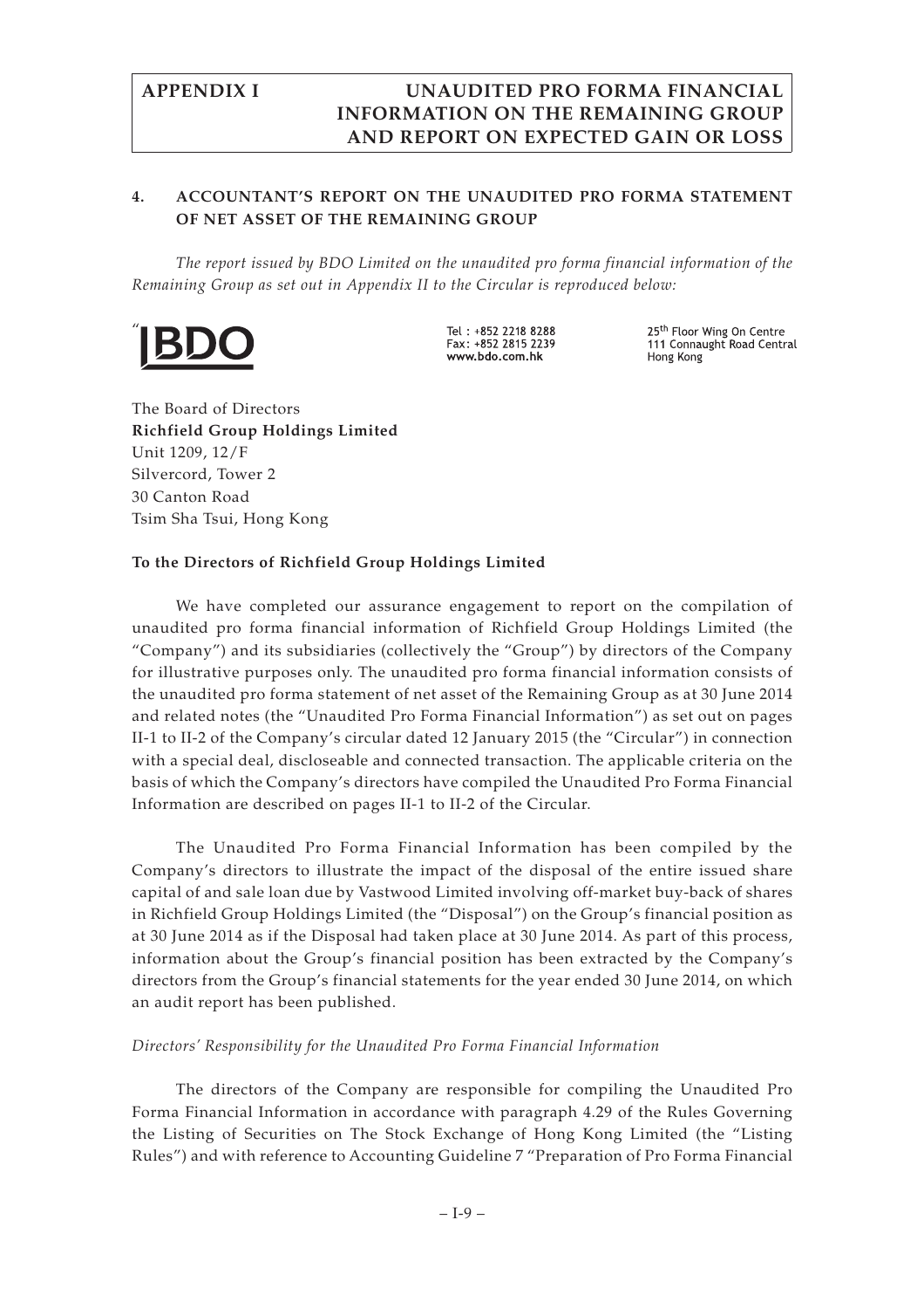## 4. ACCOUNTANT'S REPORT ON THE UNAUDITED PRO FORMA STATEMENT OF NET ASSET OF THE REMAINING GROUP

*The report issued by BDO Limited on the unaudited pro forma financial information of the Remaining Group as set out in Appendix II to the Circular is reproduced below:*

"BDO

Tel : +852 2218 8288
Fax: +852 2815 2239
www.bdo.com.hk

25th Floor Wing On Centre
111 Connaught Road Central
Hong Kong

The Board of Directors
**Richfield Group Holdings Limited**
Unit 1209, 12/F
Silvercord, Tower 2
30 Canton Road
Tsim Sha Tsui, Hong Kong

**To the Directors of Richfield Group Holdings Limited**

We have completed our assurance engagement to report on the compilation of unaudited pro forma financial information of Richfield Group Holdings Limited (the "Company") and its subsidiaries (collectively the "Group") by directors of the Company for illustrative purposes only. The unaudited pro forma financial information consists of the unaudited pro forma statement of net asset of the Remaining Group as at 30 June 2014 and related notes (the "Unaudited Pro Forma Financial Information") as set out on pages II-1 to II-2 of the Company's circular dated 12 January 2015 (the "Circular") in connection with a special deal, discloseable and connected transaction. The applicable criteria on the basis of which the Company's directors have compiled the Unaudited Pro Forma Financial Information are described on pages II-1 to II-2 of the Circular.

The Unaudited Pro Forma Financial Information has been compiled by the Company's directors to illustrate the impact of the disposal of the entire issued share capital of and sale loan due by Vastwood Limited involving off-market buy-back of shares in Richfield Group Holdings Limited (the "Disposal") on the Group's financial position as at 30 June 2014 as if the Disposal had taken place at 30 June 2014. As part of this process, information about the Group's financial position has been extracted by the Company's directors from the Group's financial statements for the year ended 30 June 2014, on which an audit report has been published.

*Directors' Responsibility for the Unaudited Pro Forma Financial Information*

The directors of the Company are responsible for compiling the Unaudited Pro Forma Financial Information in accordance with paragraph 4.29 of the Rules Governing the Listing of Securities on The Stock Exchange of Hong Kong Limited (the "Listing Rules") and with reference to Accounting Guideline 7 "Preparation of Pro Forma Financial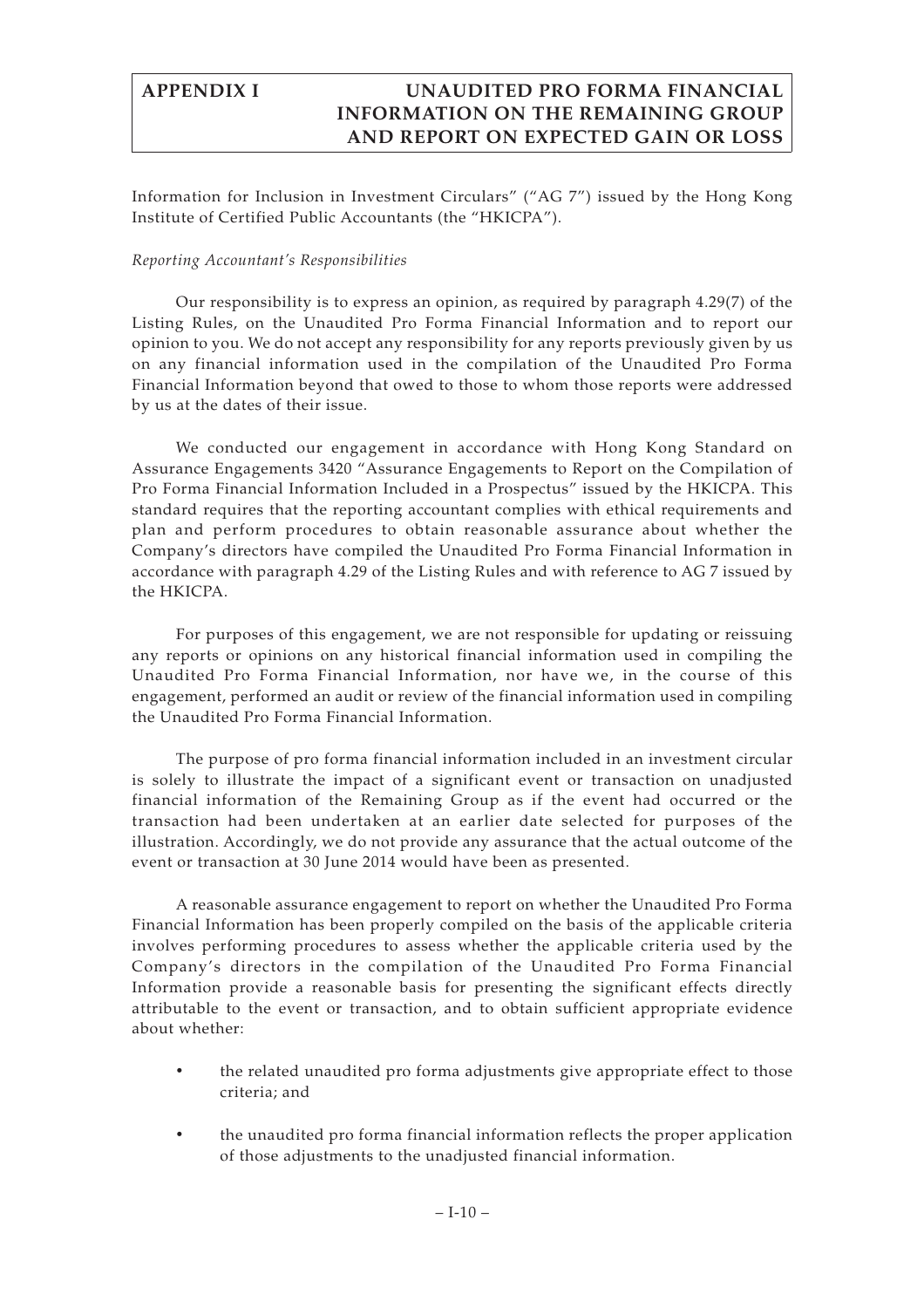Information for Inclusion in Investment Circulars" ("AG 7") issued by the Hong Kong Institute of Certified Public Accountants (the "HKICPA").

*Reporting Accountant's Responsibilities*

Our responsibility is to express an opinion, as required by paragraph 4.29(7) of the Listing Rules, on the Unaudited Pro Forma Financial Information and to report our opinion to you. We do not accept any responsibility for any reports previously given by us on any financial information used in the compilation of the Unaudited Pro Forma Financial Information beyond that owed to those to whom those reports were addressed by us at the dates of their issue.

We conducted our engagement in accordance with Hong Kong Standard on Assurance Engagements 3420 "Assurance Engagements to Report on the Compilation of Pro Forma Financial Information Included in a Prospectus" issued by the HKICPA. This standard requires that the reporting accountant complies with ethical requirements and plan and perform procedures to obtain reasonable assurance about whether the Company's directors have compiled the Unaudited Pro Forma Financial Information in accordance with paragraph 4.29 of the Listing Rules and with reference to AG 7 issued by the HKICPA.

For purposes of this engagement, we are not responsible for updating or reissuing any reports or opinions on any historical financial information used in compiling the Unaudited Pro Forma Financial Information, nor have we, in the course of this engagement, performed an audit or review of the financial information used in compiling the Unaudited Pro Forma Financial Information.

The purpose of pro forma financial information included in an investment circular is solely to illustrate the impact of a significant event or transaction on unadjusted financial information of the Remaining Group as if the event had occurred or the transaction had been undertaken at an earlier date selected for purposes of the illustration. Accordingly, we do not provide any assurance that the actual outcome of the event or transaction at 30 June 2014 would have been as presented.

A reasonable assurance engagement to report on whether the Unaudited Pro Forma Financial Information has been properly compiled on the basis of the applicable criteria involves performing procedures to assess whether the applicable criteria used by the Company's directors in the compilation of the Unaudited Pro Forma Financial Information provide a reasonable basis for presenting the significant effects directly attributable to the event or transaction, and to obtain sufficient appropriate evidence about whether:

- the related unaudited pro forma adjustments give appropriate effect to those criteria; and
- the unaudited pro forma financial information reflects the proper application of those adjustments to the unadjusted financial information.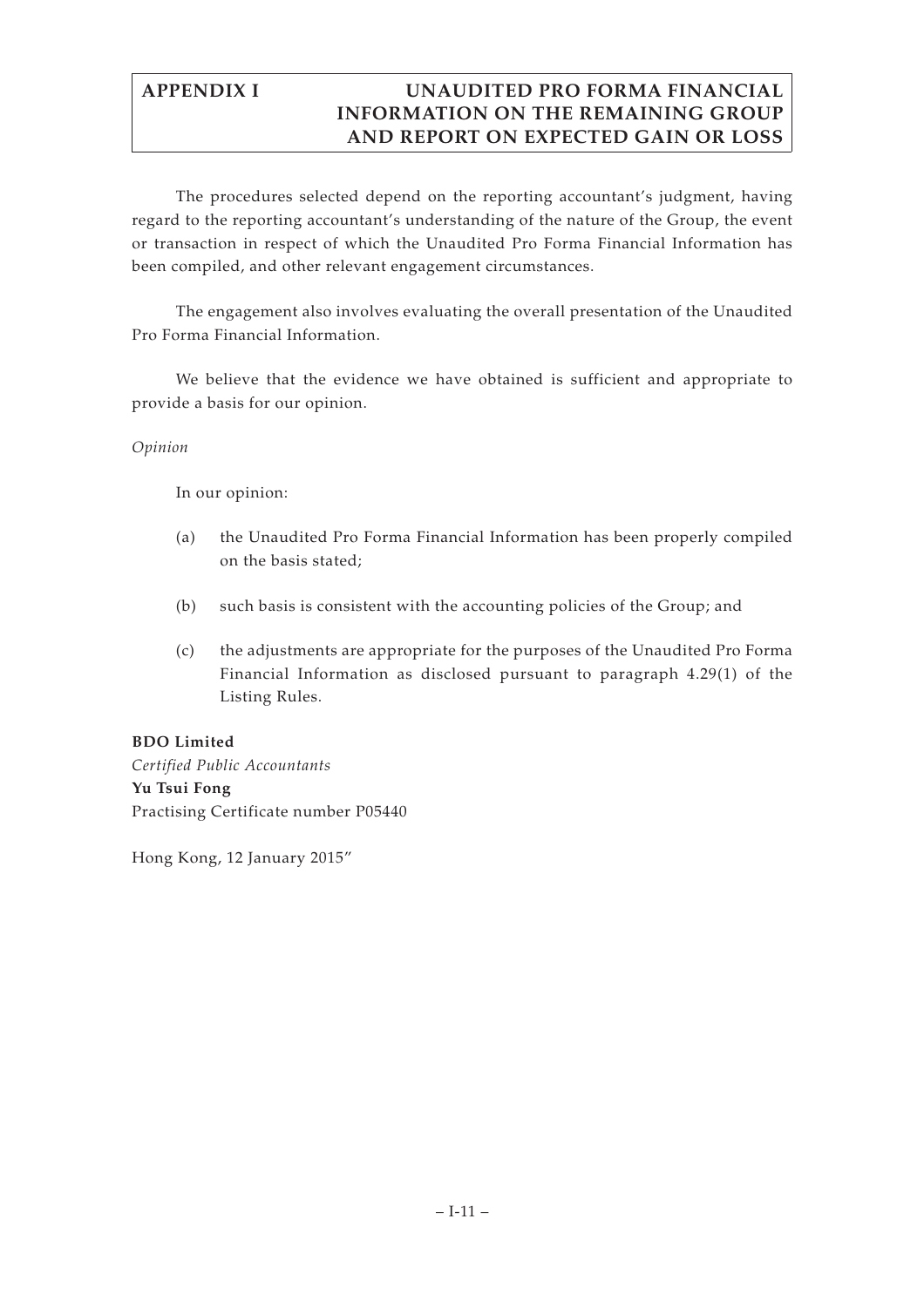The procedures selected depend on the reporting accountant's judgment, having regard to the reporting accountant's understanding of the nature of the Group, the event or transaction in respect of which the Unaudited Pro Forma Financial Information has been compiled, and other relevant engagement circumstances.

The engagement also involves evaluating the overall presentation of the Unaudited Pro Forma Financial Information.

We believe that the evidence we have obtained is sufficient and appropriate to provide a basis for our opinion.

*Opinion*

In our opinion:

(a) the Unaudited Pro Forma Financial Information has been properly compiled on the basis stated;

(b) such basis is consistent with the accounting policies of the Group; and

(c) the adjustments are appropriate for the purposes of the Unaudited Pro Forma Financial Information as disclosed pursuant to paragraph 4.29(1) of the Listing Rules.

**BDO Limited**
*Certified Public Accountants*
**Yu Tsui Fong**
Practising Certificate number P05440

Hong Kong, 12 January 2015"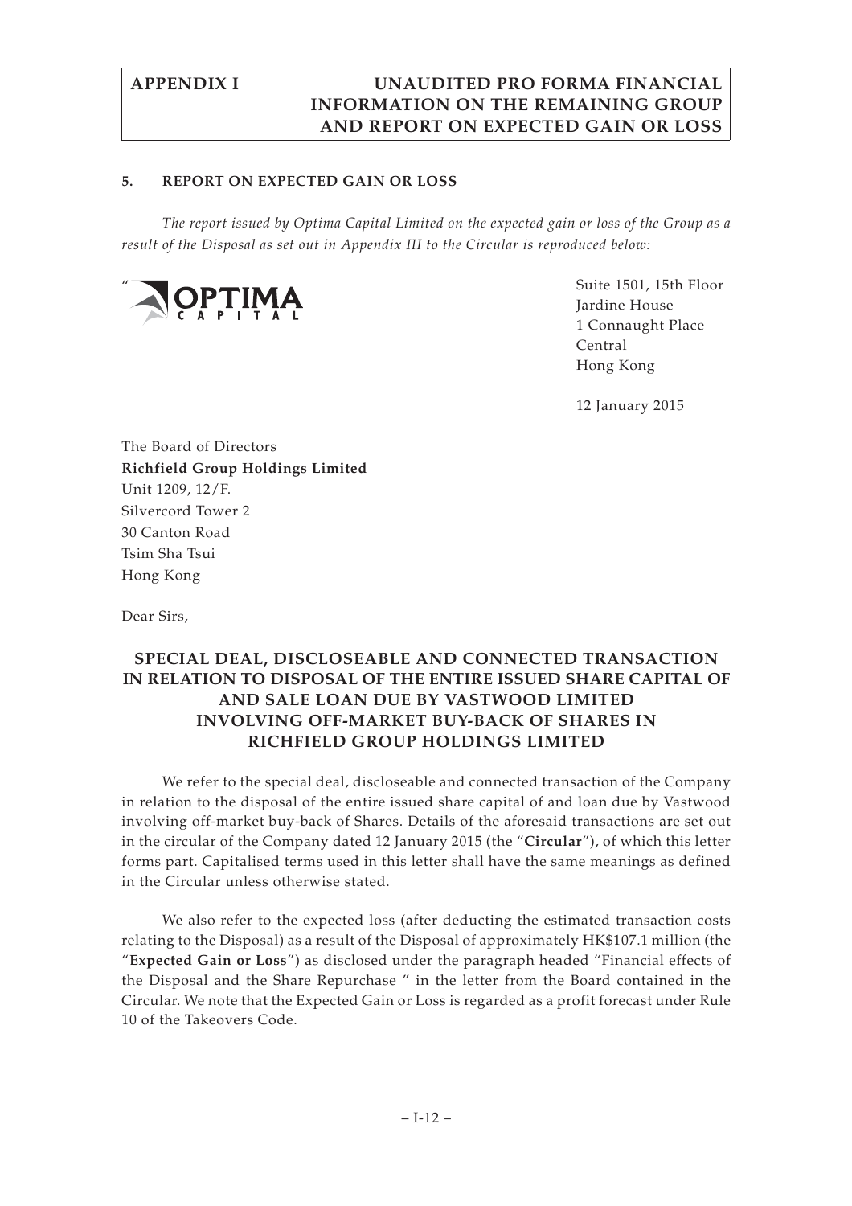## 5. REPORT ON EXPECTED GAIN OR LOSS

*The report issued by Optima Capital Limited on the expected gain or loss of the Group as a result of the Disposal as set out in Appendix III to the Circular is reproduced below:*

"OPTIMA CAPITAL

Suite 1501, 15th Floor
Jardine House
1 Connaught Place
Central
Hong Kong

12 January 2015

The Board of Directors
**Richfield Group Holdings Limited**
Unit 1209, 12/F.
Silvercord Tower 2
30 Canton Road
Tsim Sha Tsui
Hong Kong

Dear Sirs,

## SPECIAL DEAL, DISCLOSEABLE AND CONNECTED TRANSACTION IN RELATION TO DISPOSAL OF THE ENTIRE ISSUED SHARE CAPITAL OF AND SALE LOAN DUE BY VASTWOOD LIMITED INVOLVING OFF-MARKET BUY-BACK OF SHARES IN RICHFIELD GROUP HOLDINGS LIMITED

We refer to the special deal, discloseable and connected transaction of the Company in relation to the disposal of the entire issued share capital of and loan due by Vastwood involving off-market buy-back of Shares. Details of the aforesaid transactions are set out in the circular of the Company dated 12 January 2015 (the "**Circular**"), of which this letter forms part. Capitalised terms used in this letter shall have the same meanings as defined in the Circular unless otherwise stated.

We also refer to the expected loss (after deducting the estimated transaction costs relating to the Disposal) as a result of the Disposal of approximately HK$107.1 million (the "**Expected Gain or Loss**") as disclosed under the paragraph headed "Financial effects of the Disposal and the Share Repurchase " in the letter from the Board contained in the Circular. We note that the Expected Gain or Loss is regarded as a profit forecast under Rule 10 of the Takeovers Code.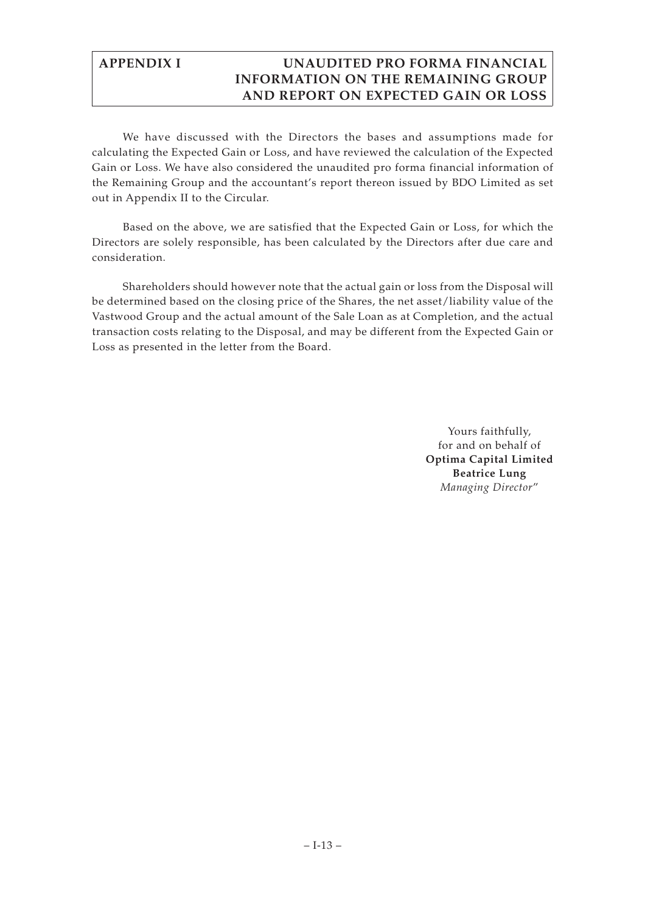We have discussed with the Directors the bases and assumptions made for calculating the Expected Gain or Loss, and have reviewed the calculation of the Expected Gain or Loss. We have also considered the unaudited pro forma financial information of the Remaining Group and the accountant's report thereon issued by BDO Limited as set out in Appendix II to the Circular.

Based on the above, we are satisfied that the Expected Gain or Loss, for which the Directors are solely responsible, has been calculated by the Directors after due care and consideration.

Shareholders should however note that the actual gain or loss from the Disposal will be determined based on the closing price of the Shares, the net asset/liability value of the Vastwood Group and the actual amount of the Sale Loan as at Completion, and the actual transaction costs relating to the Disposal, and may be different from the Expected Gain or Loss as presented in the letter from the Board.

Yours faithfully,
for and on behalf of
**Optima Capital Limited**
**Beatrice Lung**
*Managing Director*"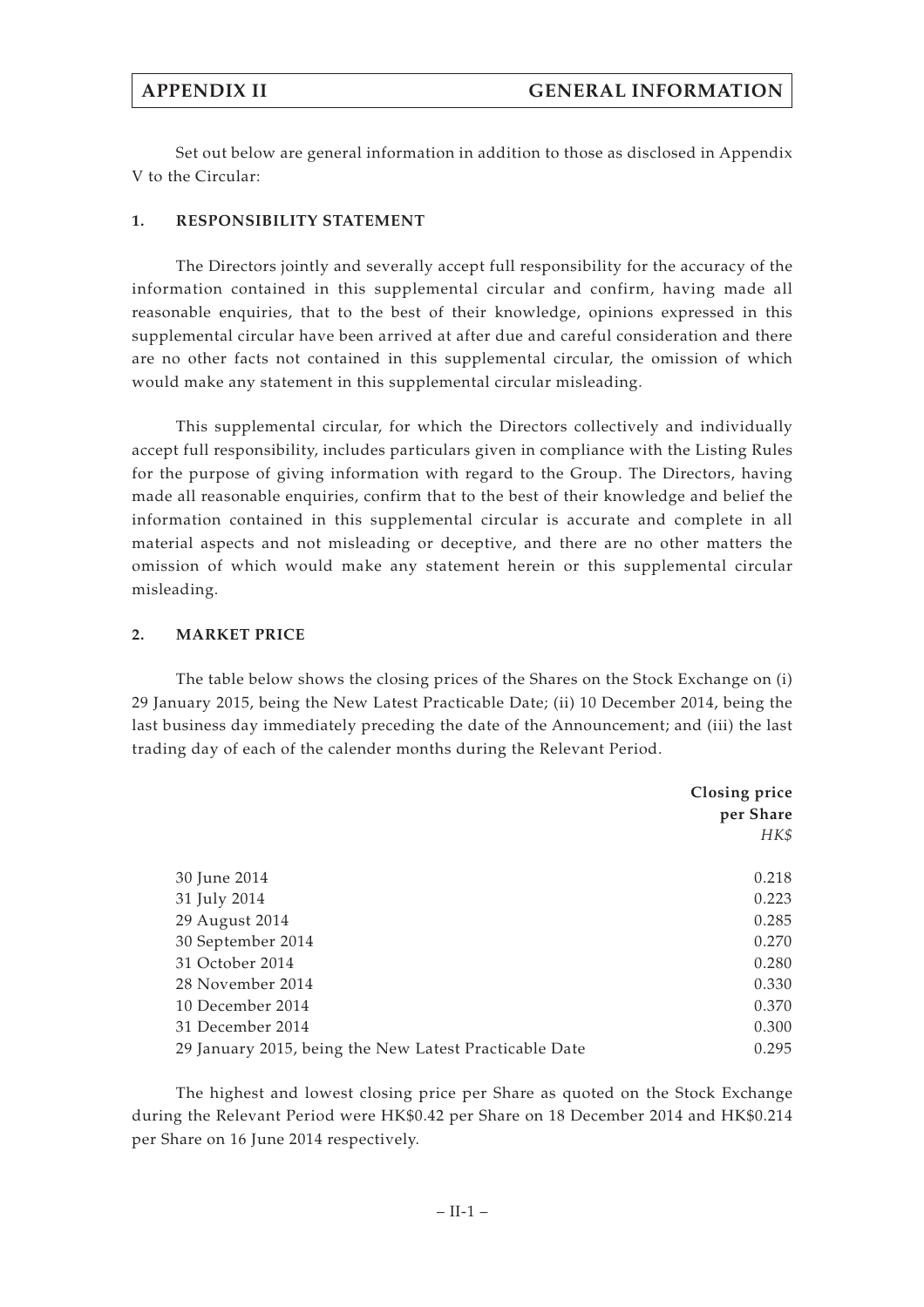# APPENDIX II — GENERAL INFORMATION

Set out below are general information in addition to those as disclosed in Appendix V to the Circular:

## 1. RESPONSIBILITY STATEMENT

The Directors jointly and severally accept full responsibility for the accuracy of the information contained in this supplemental circular and confirm, having made all reasonable enquiries, that to the best of their knowledge, opinions expressed in this supplemental circular have been arrived at after due and careful consideration and there are no other facts not contained in this supplemental circular, the omission of which would make any statement in this supplemental circular misleading.

This supplemental circular, for which the Directors collectively and individually accept full responsibility, includes particulars given in compliance with the Listing Rules for the purpose of giving information with regard to the Group. The Directors, having made all reasonable enquiries, confirm that to the best of their knowledge and belief the information contained in this supplemental circular is accurate and complete in all material aspects and not misleading or deceptive, and there are no other matters the omission of which would make any statement herein or this supplemental circular misleading.

## 2. MARKET PRICE

The table below shows the closing prices of the Shares on the Stock Exchange on (i) 29 January 2015, being the New Latest Practicable Date; (ii) 10 December 2014, being the last business day immediately preceding the date of the Announcement; and (iii) the last trading day of each of the calender months during the Relevant Period.

| | **Closing price per Share** *HK$* |
|---|---|
| 30 June 2014 | 0.218 |
| 31 July 2014 | 0.223 |
| 29 August 2014 | 0.285 |
| 30 September 2014 | 0.270 |
| 31 October 2014 | 0.280 |
| 28 November 2014 | 0.330 |
| 10 December 2014 | 0.370 |
| 31 December 2014 | 0.300 |
| 29 January 2015, being the New Latest Practicable Date | 0.295 |

The highest and lowest closing price per Share as quoted on the Stock Exchange during the Relevant Period were HK$0.42 per Share on 18 December 2014 and HK$0.214 per Share on 16 June 2014 respectively.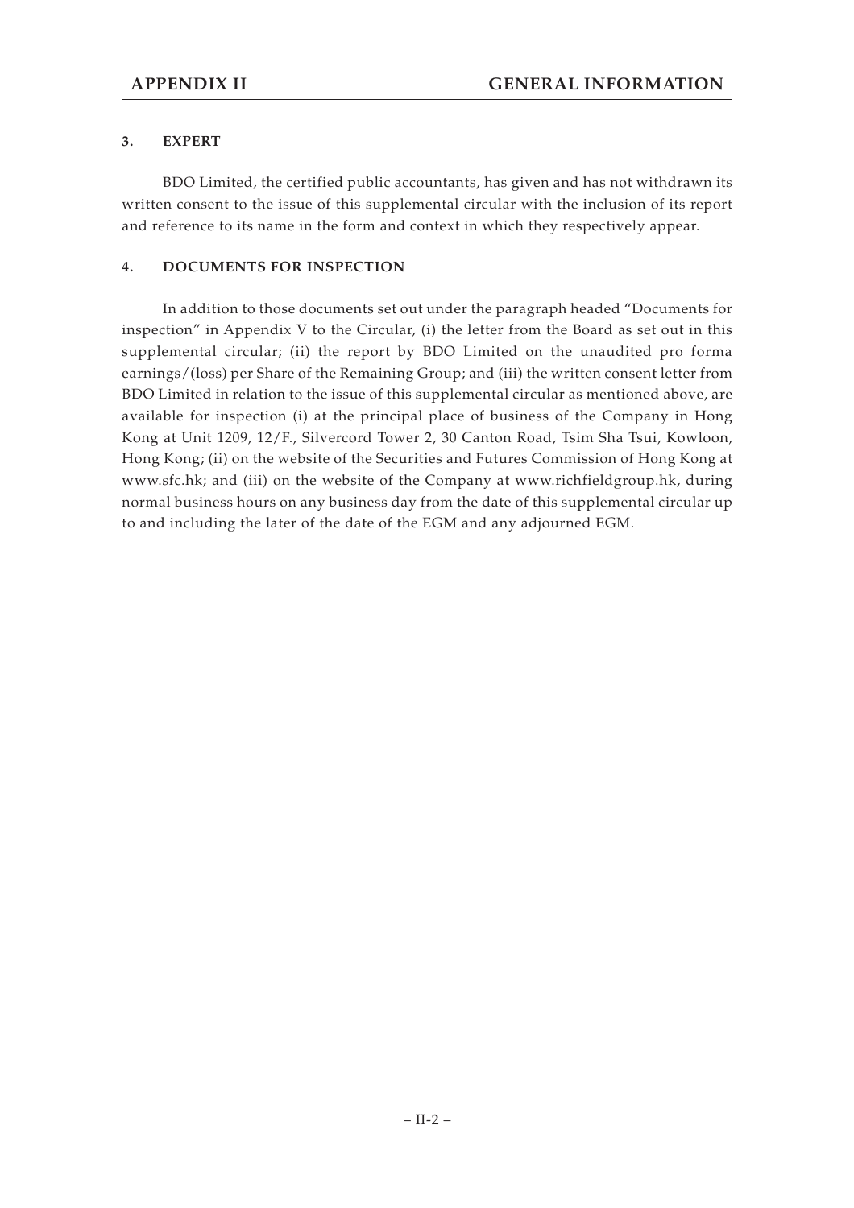### 3. EXPERT

BDO Limited, the certified public accountants, has given and has not withdrawn its written consent to the issue of this supplemental circular with the inclusion of its report and reference to its name in the form and context in which they respectively appear.

### 4. DOCUMENTS FOR INSPECTION

In addition to those documents set out under the paragraph headed "Documents for inspection" in Appendix V to the Circular, (i) the letter from the Board as set out in this supplemental circular; (ii) the report by BDO Limited on the unaudited pro forma earnings/(loss) per Share of the Remaining Group; and (iii) the written consent letter from BDO Limited in relation to the issue of this supplemental circular as mentioned above, are available for inspection (i) at the principal place of business of the Company in Hong Kong at Unit 1209, 12/F., Silvercord Tower 2, 30 Canton Road, Tsim Sha Tsui, Kowloon, Hong Kong; (ii) on the website of the Securities and Futures Commission of Hong Kong at www.sfc.hk; and (iii) on the website of the Company at www.richfieldgroup.hk, during normal business hours on any business day from the date of this supplemental circular up to and including the later of the date of the EGM and any adjourned EGM.